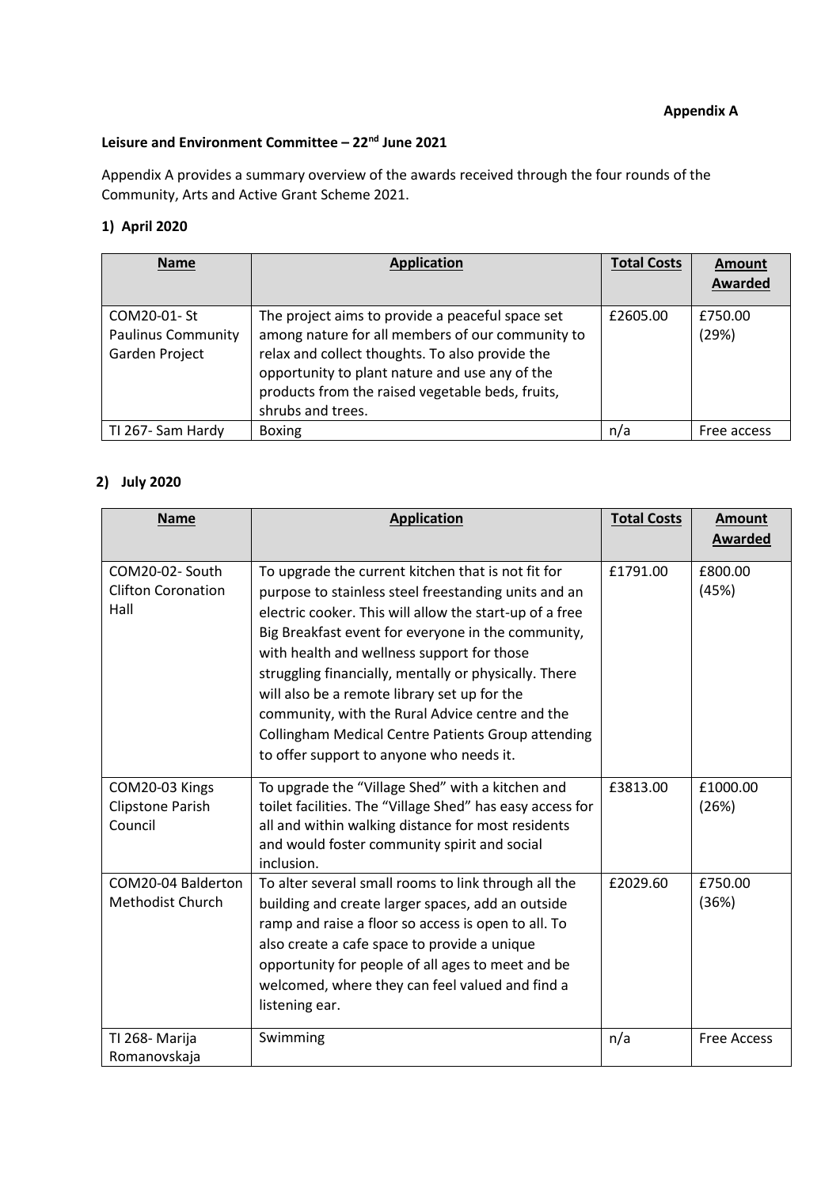**Appendix A**

**Leisure and Environment Committee – 22nd June 2021**

Appendix A provides a summary overview of the awards received through the four rounds of the Community, Arts and Active Grant Scheme 2021.

## 1) April 2020

| Name | Application | Total Costs | Amount Awarded |
|---|---|---|---|
| COM20-01- St Paulinus Community Garden Project | The project aims to provide a peaceful space set among nature for all members of our community to relax and collect thoughts. To also provide the opportunity to plant nature and use any of the products from the raised vegetable beds, fruits, shrubs and trees. | £2605.00 | £750.00 (29%) |
| TI 267- Sam Hardy | Boxing | n/a | Free access |

## 2) July 2020

| Name | Application | Total Costs | Amount Awarded |
|---|---|---|---|
| COM20-02- South Clifton Coronation Hall | To upgrade the current kitchen that is not fit for purpose to stainless steel freestanding units and an electric cooker. This will allow the start-up of a free Big Breakfast event for everyone in the community, with health and wellness support for those struggling financially, mentally or physically. There will also be a remote library set up for the community, with the Rural Advice centre and the Collingham Medical Centre Patients Group attending to offer support to anyone who needs it. | £1791.00 | £800.00 (45%) |
| COM20-03 Kings Clipstone Parish Council | To upgrade the "Village Shed" with a kitchen and toilet facilities. The "Village Shed" has easy access for all and within walking distance for most residents and would foster community spirit and social inclusion. | £3813.00 | £1000.00 (26%) |
| COM20-04 Balderton Methodist Church | To alter several small rooms to link through all the building and create larger spaces, add an outside ramp and raise a floor so access is open to all. To also create a cafe space to provide a unique opportunity for people of all ages to meet and be welcomed, where they can feel valued and find a listening ear. | £2029.60 | £750.00 (36%) |
| TI 268- Marija Romanovskaja | Swimming | n/a | Free Access |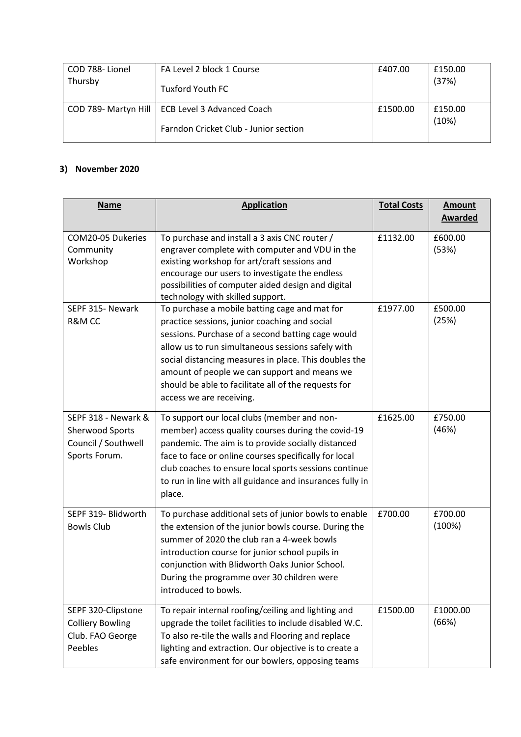| COD 788- Lionel Thursby | FA Level 2 block 1 Course<br><br>Tuxford Youth FC | £407.00 | £150.00 (37%) |
|---|---|---|---|
| COD 789- Martyn Hill | ECB Level 3 Advanced Coach<br><br>Farndon Cricket Club - Junior section | £1500.00 | £150.00 (10%) |

### 3) November 2020

| Name | Application | Total Costs | Amount Awarded |
|---|---|---|---|
| COM20-05 Dukeries Community Workshop | To purchase and install a 3 axis CNC router / engraver complete with computer and VDU in the existing workshop for art/craft sessions and encourage our users to investigate the endless possibilities of computer aided design and digital technology with skilled support. | £1132.00 | £600.00 (53%) |
| SEPF 315- Newark R&M CC | To purchase a mobile batting cage and mat for practice sessions, junior coaching and social sessions. Purchase of a second batting cage would allow us to run simultaneous sessions safely with social distancing measures in place. This doubles the amount of people we can support and means we should be able to facilitate all of the requests for access we are receiving. | £1977.00 | £500.00 (25%) |
| SEPF 318 - Newark & Sherwood Sports Council / Southwell Sports Forum. | To support our local clubs (member and non-member) access quality courses during the covid-19 pandemic. The aim is to provide socially distanced face to face or online courses specifically for local club coaches to ensure local sports sessions continue to run in line with all guidance and insurances fully in place. | £1625.00 | £750.00 (46%) |
| SEPF 319- Blidworth Bowls Club | To purchase additional sets of junior bowls to enable the extension of the junior bowls course. During the summer of 2020 the club ran a 4-week bowls introduction course for junior school pupils in conjunction with Blidworth Oaks Junior School. During the programme over 30 children were introduced to bowls. | £700.00 | £700.00 (100%) |
| SEPF 320-Clipstone Colliery Bowling Club. FAO George Peebles | To repair internal roofing/ceiling and lighting and upgrade the toilet facilities to include disabled W.C. To also re-tile the walls and Flooring and replace lighting and extraction. Our objective is to create a safe environment for our bowlers, opposing teams | £1500.00 | £1000.00 (66%) |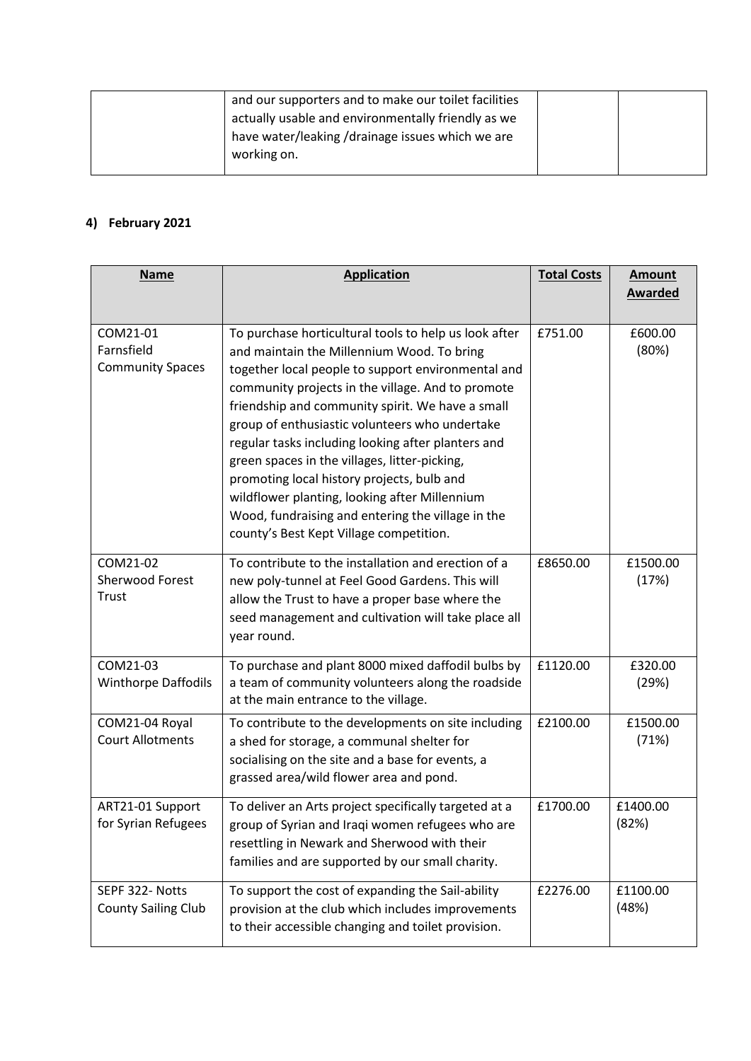| | | | |
|---|---|---|---|
| | and our supporters and to make our toilet facilities actually usable and environmentally friendly as we have water/leaking /drainage issues which we are working on. | | |

## 4) February 2021

| Name | Application | Total Costs | Amount Awarded |
|---|---|---|---|
| COM21-01 Farnsfield Community Spaces | To purchase horticultural tools to help us look after and maintain the Millennium Wood. To bring together local people to support environmental and community projects in the village. And to promote friendship and community spirit. We have a small group of enthusiastic volunteers who undertake regular tasks including looking after planters and green spaces in the villages, litter-picking, promoting local history projects, bulb and wildflower planting, looking after Millennium Wood, fundraising and entering the village in the county's Best Kept Village competition. | £751.00 | £600.00 (80%) |
| COM21-02 Sherwood Forest Trust | To contribute to the installation and erection of a new poly-tunnel at Feel Good Gardens. This will allow the Trust to have a proper base where the seed management and cultivation will take place all year round. | £8650.00 | £1500.00 (17%) |
| COM21-03 Winthorpe Daffodils | To purchase and plant 8000 mixed daffodil bulbs by a team of community volunteers along the roadside at the main entrance to the village. | £1120.00 | £320.00 (29%) |
| COM21-04 Royal Court Allotments | To contribute to the developments on site including a shed for storage, a communal shelter for socialising on the site and a base for events, a grassed area/wild flower area and pond. | £2100.00 | £1500.00 (71%) |
| ART21-01 Support for Syrian Refugees | To deliver an Arts project specifically targeted at a group of Syrian and Iraqi women refugees who are resettling in Newark and Sherwood with their families and are supported by our small charity. | £1700.00 | £1400.00 (82%) |
| SEPF 322- Notts County Sailing Club | To support the cost of expanding the Sail-ability provision at the club which includes improvements to their accessible changing and toilet provision. | £2276.00 | £1100.00 (48%) |